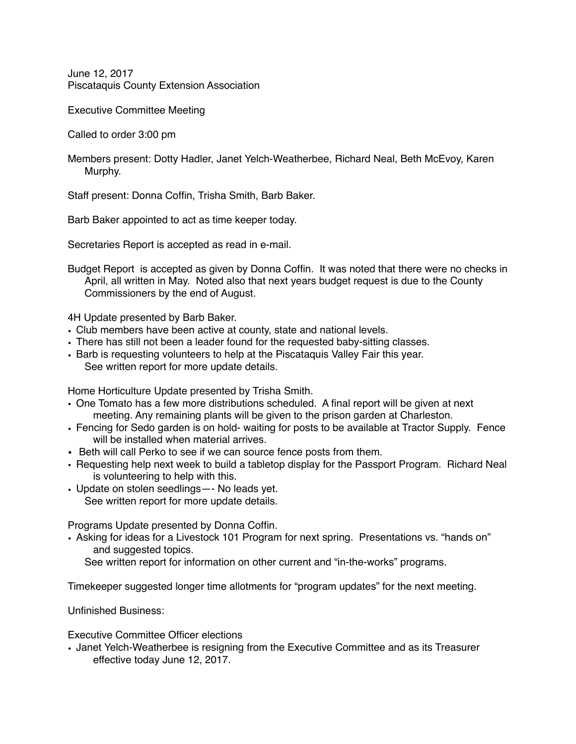June 12, 2017
Piscataquis County Extension Association

Executive Committee Meeting

Called to order 3:00 pm

Members present: Dotty Hadler, Janet Yelch-Weatherbee, Richard Neal, Beth McEvoy, Karen Murphy.

Staff present: Donna Coffin, Trisha Smith, Barb Baker.

Barb Baker appointed to act as time keeper today.

Secretaries Report is accepted as read in e-mail.

Budget Report is accepted as given by Donna Coffin. It was noted that there were no checks in April, all written in May. Noted also that next years budget request is due to the County Commissioners by the end of August.

4H Update presented by Barb Baker.

- Club members have been active at county, state and national levels.
- There has still not been a leader found for the requested baby-sitting classes.
- Barb is requesting volunteers to help at the Piscataquis Valley Fair this year.
  See written report for more update details.

Home Horticulture Update presented by Trisha Smith.

- One Tomato has a few more distributions scheduled. A final report will be given at next meeting. Any remaining plants will be given to the prison garden at Charleston.
- Fencing for Sedo garden is on hold- waiting for posts to be available at Tractor Supply. Fence will be installed when material arrives.
- Beth will call Perko to see if we can source fence posts from them.
- Requesting help next week to build a tabletop display for the Passport Program. Richard Neal is volunteering to help with this.
- Update on stolen seedlings—- No leads yet.
  See written report for more update details.

Programs Update presented by Donna Coffin.

- Asking for ideas for a Livestock 101 Program for next spring. Presentations vs. "hands on" and suggested topics.
  See written report for information on other current and "in-the-works" programs.

Timekeeper suggested longer time allotments for "program updates" for the next meeting.

Unfinished Business:

Executive Committee Officer elections

- Janet Yelch-Weatherbee is resigning from the Executive Committee and as its Treasurer effective today June 12, 2017.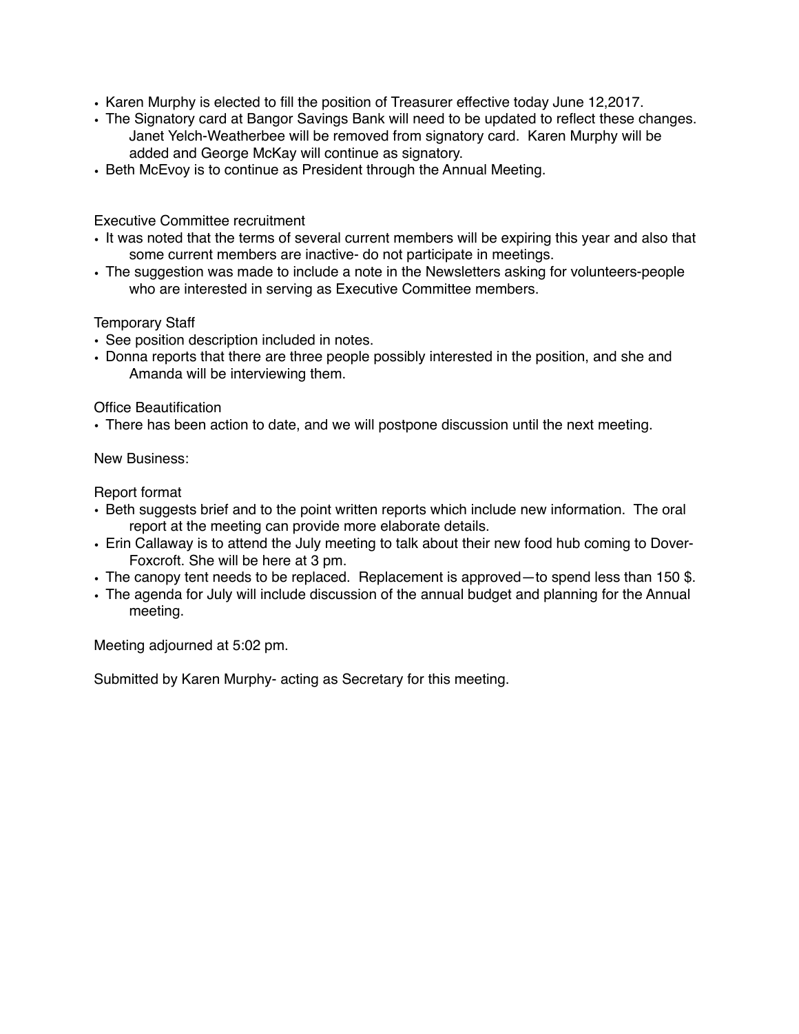- Karen Murphy is elected to fill the position of Treasurer effective today June 12,2017.
- The Signatory card at Bangor Savings Bank will need to be updated to reflect these changes. Janet Yelch-Weatherbee will be removed from signatory card. Karen Murphy will be added and George McKay will continue as signatory.
- Beth McEvoy is to continue as President through the Annual Meeting.

Executive Committee recruitment

- It was noted that the terms of several current members will be expiring this year and also that some current members are inactive- do not participate in meetings.
- The suggestion was made to include a note in the Newsletters asking for volunteers-people who are interested in serving as Executive Committee members.

Temporary Staff

- See position description included in notes.
- Donna reports that there are three people possibly interested in the position, and she and Amanda will be interviewing them.

Office Beautification

- There has been action to date, and we will postpone discussion until the next meeting.

New Business:

Report format

- Beth suggests brief and to the point written reports which include new information. The oral report at the meeting can provide more elaborate details.
- Erin Callaway is to attend the July meeting to talk about their new food hub coming to Dover-Foxcroft. She will be here at 3 pm.
- The canopy tent needs to be replaced. Replacement is approved—to spend less than 150 $.
- The agenda for July will include discussion of the annual budget and planning for the Annual meeting.

Meeting adjourned at 5:02 pm.

Submitted by Karen Murphy- acting as Secretary for this meeting.